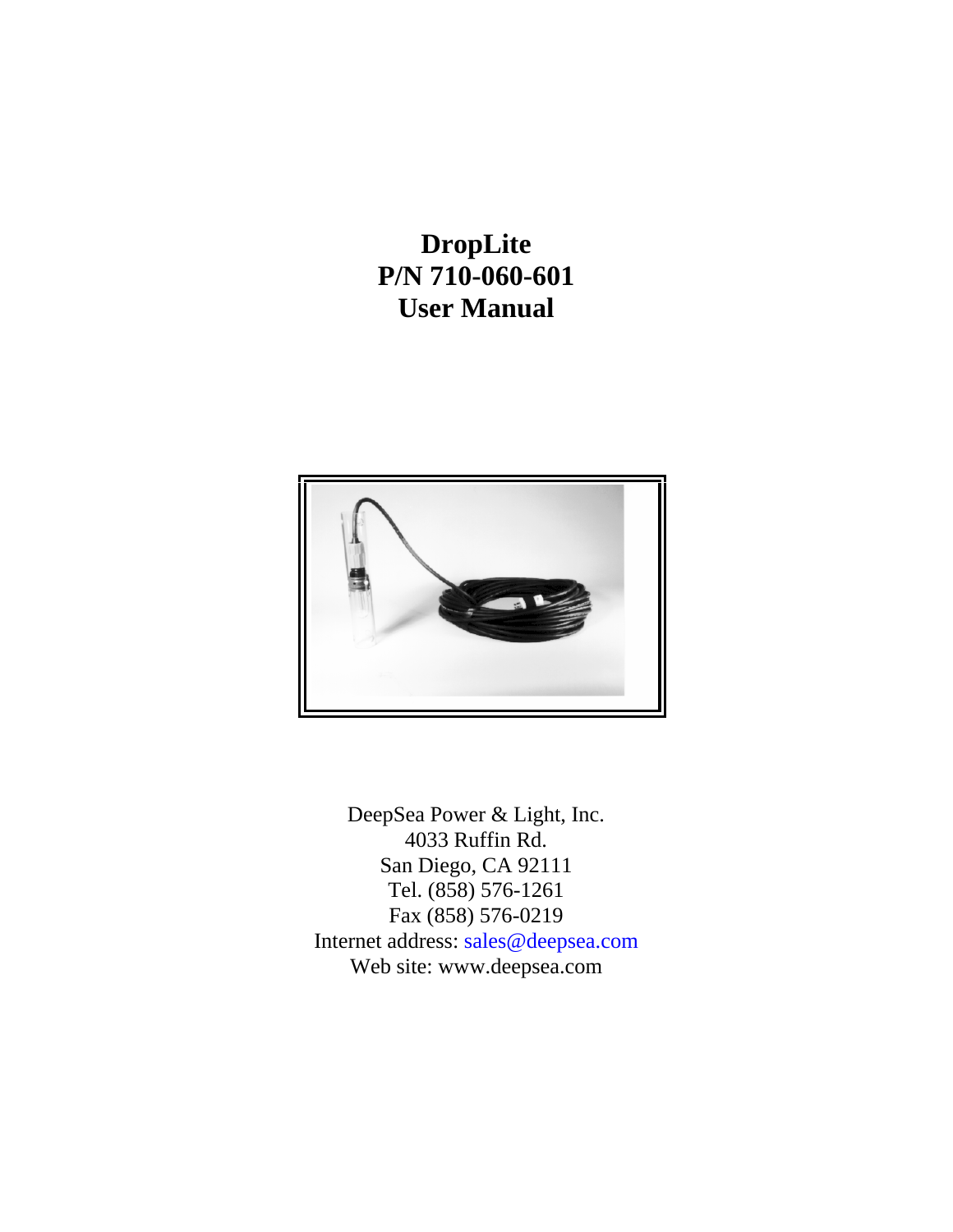# DropLite
# P/N 710-060-601
# User Manual

DeepSea Power & Light, Inc.
4033 Ruffin Rd.
San Diego, CA 92111
Tel. (858) 576-1261
Fax (858) 576-0219
Internet address: sales@deepsea.com
Web site: www.deepsea.com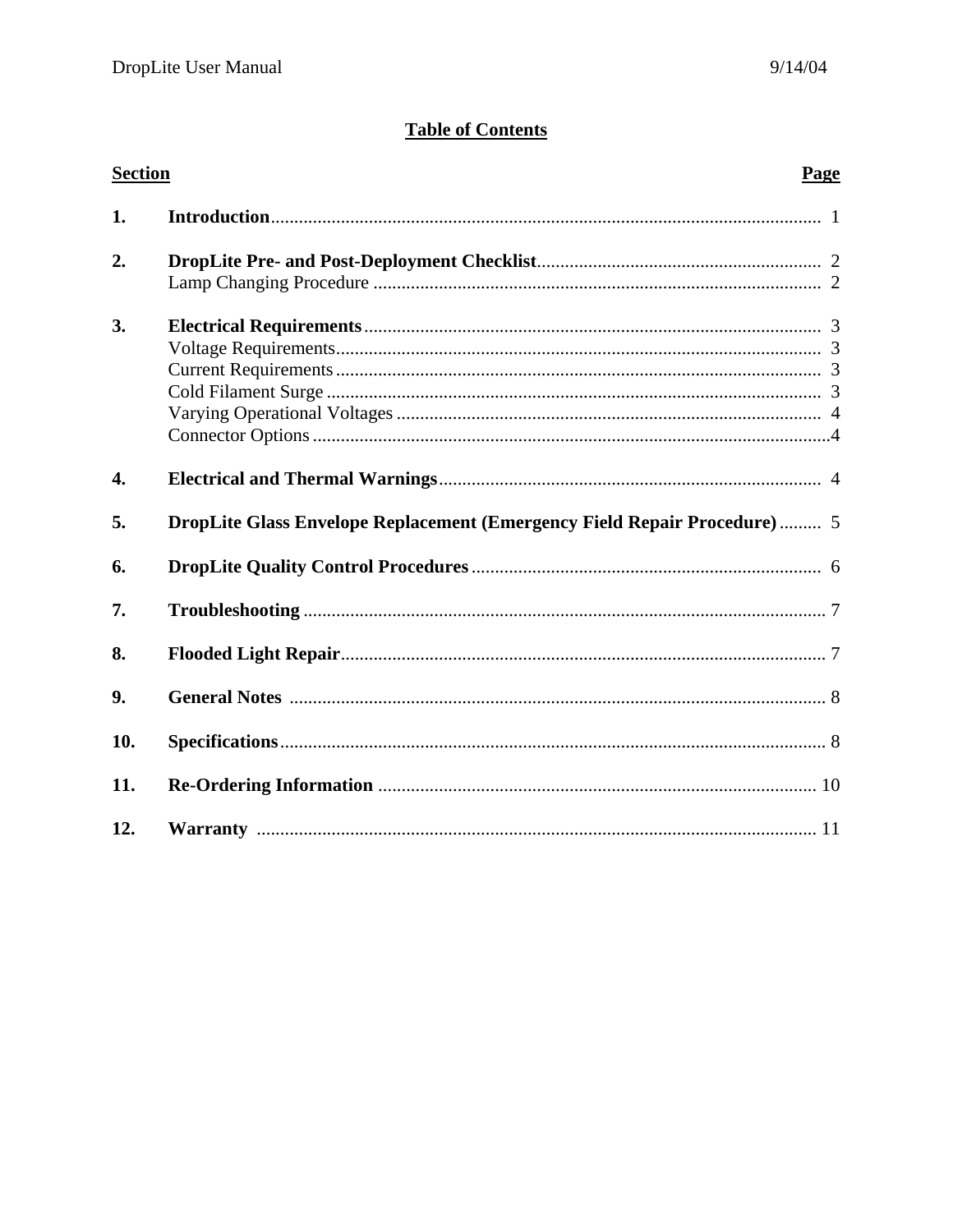# Table of Contents

| Section | | Page |
|---|---|---|
| **1.** | **Introduction** | 1 |
| **2.** | **DropLite Pre- and Post-Deployment Checklist** | 2 |
| | Lamp Changing Procedure | 2 |
| **3.** | **Electrical Requirements** | 3 |
| | Voltage Requirements | 3 |
| | Current Requirements | 3 |
| | Cold Filament Surge | 3 |
| | Varying Operational Voltages | 4 |
| | Connector Options | 4 |
| **4.** | **Electrical and Thermal Warnings** | 4 |
| **5.** | **DropLite Glass Envelope Replacement (Emergency Field Repair Procedure)** | 5 |
| **6.** | **DropLite Quality Control Procedures** | 6 |
| **7.** | **Troubleshooting** | 7 |
| **8.** | **Flooded Light Repair** | 7 |
| **9.** | **General Notes** | 8 |
| **10.** | **Specifications** | 8 |
| **11.** | **Re-Ordering Information** | 10 |
| **12.** | **Warranty** | 11 |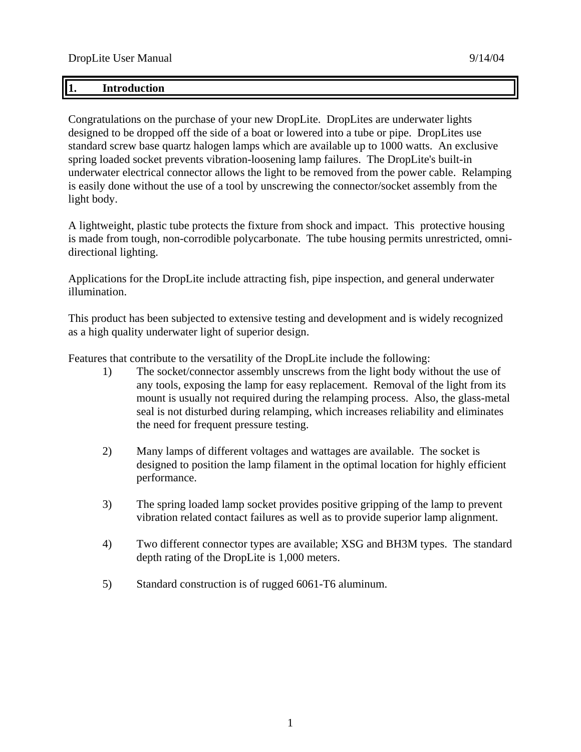## 1. Introduction

Congratulations on the purchase of your new DropLite. DropLites are underwater lights designed to be dropped off the side of a boat or lowered into a tube or pipe. DropLites use standard screw base quartz halogen lamps which are available up to 1000 watts. An exclusive spring loaded socket prevents vibration-loosening lamp failures. The DropLite's built-in underwater electrical connector allows the light to be removed from the power cable. Relamping is easily done without the use of a tool by unscrewing the connector/socket assembly from the light body.

A lightweight, plastic tube protects the fixture from shock and impact. This protective housing is made from tough, non-corrodible polycarbonate. The tube housing permits unrestricted, omni-directional lighting.

Applications for the DropLite include attracting fish, pipe inspection, and general underwater illumination.

This product has been subjected to extensive testing and development and is widely recognized as a high quality underwater light of superior design.

Features that contribute to the versatility of the DropLite include the following:

1) The socket/connector assembly unscrews from the light body without the use of any tools, exposing the lamp for easy replacement. Removal of the light from its mount is usually not required during the relamping process. Also, the glass-metal seal is not disturbed during relamping, which increases reliability and eliminates the need for frequent pressure testing.

2) Many lamps of different voltages and wattages are available. The socket is designed to position the lamp filament in the optimal location for highly efficient performance.

3) The spring loaded lamp socket provides positive gripping of the lamp to prevent vibration related contact failures as well as to provide superior lamp alignment.

4) Two different connector types are available; XSG and BH3M types. The standard depth rating of the DropLite is 1,000 meters.

5) Standard construction is of rugged 6061-T6 aluminum.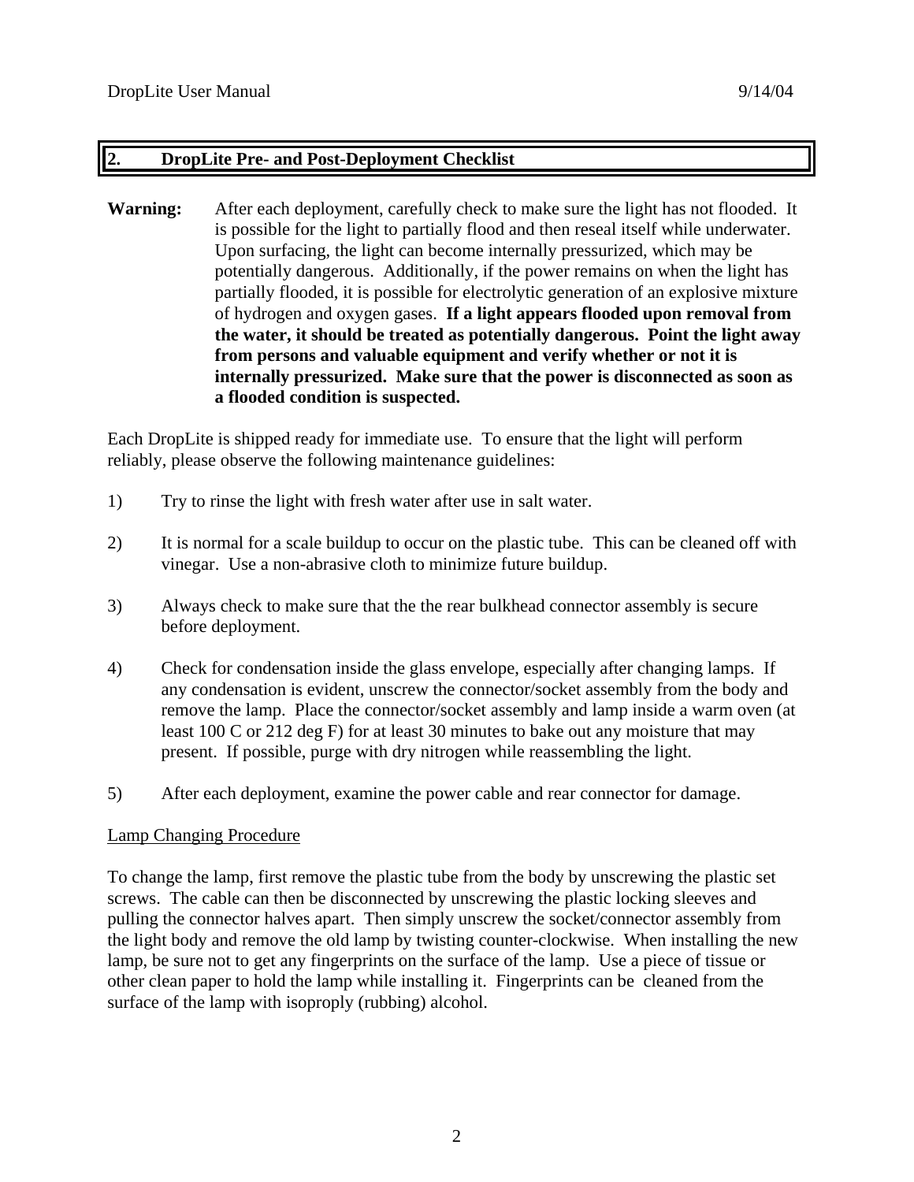## 2. DropLite Pre- and Post-Deployment Checklist

**Warning:** After each deployment, carefully check to make sure the light has not flooded. It is possible for the light to partially flood and then reseal itself while underwater. Upon surfacing, the light can become internally pressurized, which may be potentially dangerous. Additionally, if the power remains on when the light has partially flooded, it is possible for electrolytic generation of an explosive mixture of hydrogen and oxygen gases. **If a light appears flooded upon removal from the water, it should be treated as potentially dangerous. Point the light away from persons and valuable equipment and verify whether or not it is internally pressurized. Make sure that the power is disconnected as soon as a flooded condition is suspected.**

Each DropLite is shipped ready for immediate use. To ensure that the light will perform reliably, please observe the following maintenance guidelines:

1) Try to rinse the light with fresh water after use in salt water.

2) It is normal for a scale buildup to occur on the plastic tube. This can be cleaned off with vinegar. Use a non-abrasive cloth to minimize future buildup.

3) Always check to make sure that the the rear bulkhead connector assembly is secure before deployment.

4) Check for condensation inside the glass envelope, especially after changing lamps. If any condensation is evident, unscrew the connector/socket assembly from the body and remove the lamp. Place the connector/socket assembly and lamp inside a warm oven (at least 100 C or 212 deg F) for at least 30 minutes to bake out any moisture that may present. If possible, purge with dry nitrogen while reassembling the light.

5) After each deployment, examine the power cable and rear connector for damage.

<u>Lamp Changing Procedure</u>

To change the lamp, first remove the plastic tube from the body by unscrewing the plastic set screws. The cable can then be disconnected by unscrewing the plastic locking sleeves and pulling the connector halves apart. Then simply unscrew the socket/connector assembly from the light body and remove the old lamp by twisting counter-clockwise. When installing the new lamp, be sure not to get any fingerprints on the surface of the lamp. Use a piece of tissue or other clean paper to hold the lamp while installing it. Fingerprints can be cleaned from the surface of the lamp with isoproply (rubbing) alcohol.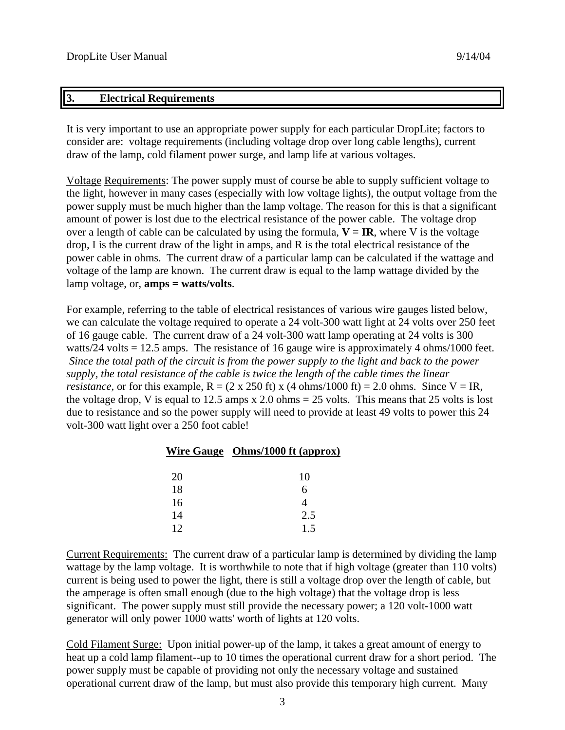## 3. Electrical Requirements

It is very important to use an appropriate power supply for each particular DropLite; factors to consider are: voltage requirements (including voltage drop over long cable lengths), current draw of the lamp, cold filament power surge, and lamp life at various voltages.

Voltage Requirements: The power supply must of course be able to supply sufficient voltage to the light, however in many cases (especially with low voltage lights), the output voltage from the power supply must be much higher than the lamp voltage. The reason for this is that a significant amount of power is lost due to the electrical resistance of the power cable. The voltage drop over a length of cable can be calculated by using the formula, **V = IR**, where V is the voltage drop, I is the current draw of the light in amps, and R is the total electrical resistance of the power cable in ohms. The current draw of a particular lamp can be calculated if the wattage and voltage of the lamp are known. The current draw is equal to the lamp wattage divided by the lamp voltage, or, **amps = watts/volts**.

For example, referring to the table of electrical resistances of various wire gauges listed below, we can calculate the voltage required to operate a 24 volt-300 watt light at 24 volts over 250 feet of 16 gauge cable. The current draw of a 24 volt-300 watt lamp operating at 24 volts is 300 watts/24 volts = 12.5 amps. The resistance of 16 gauge wire is approximately 4 ohms/1000 feet. *Since the total path of the circuit is from the power supply to the light and back to the power supply, the total resistance of the cable is twice the length of the cable times the linear resistance*, or for this example, R = (2 x 250 ft) x (4 ohms/1000 ft) = 2.0 ohms. Since V = IR, the voltage drop, V is equal to 12.5 amps x 2.0 ohms = 25 volts. This means that 25 volts is lost due to resistance and so the power supply will need to provide at least 49 volts to power this 24 volt-300 watt light over a 250 foot cable!

| Wire Gauge | Ohms/1000 ft (approx) |
|---|---|
| 20 | 10 |
| 18 | 6 |
| 16 | 4 |
| 14 | 2.5 |
| 12 | 1.5 |

Current Requirements: The current draw of a particular lamp is determined by dividing the lamp wattage by the lamp voltage. It is worthwhile to note that if high voltage (greater than 110 volts) current is being used to power the light, there is still a voltage drop over the length of cable, but the amperage is often small enough (due to the high voltage) that the voltage drop is less significant. The power supply must still provide the necessary power; a 120 volt-1000 watt generator will only power 1000 watts' worth of lights at 120 volts.

Cold Filament Surge: Upon initial power-up of the lamp, it takes a great amount of energy to heat up a cold lamp filament--up to 10 times the operational current draw for a short period. The power supply must be capable of providing not only the necessary voltage and sustained operational current draw of the lamp, but must also provide this temporary high current. Many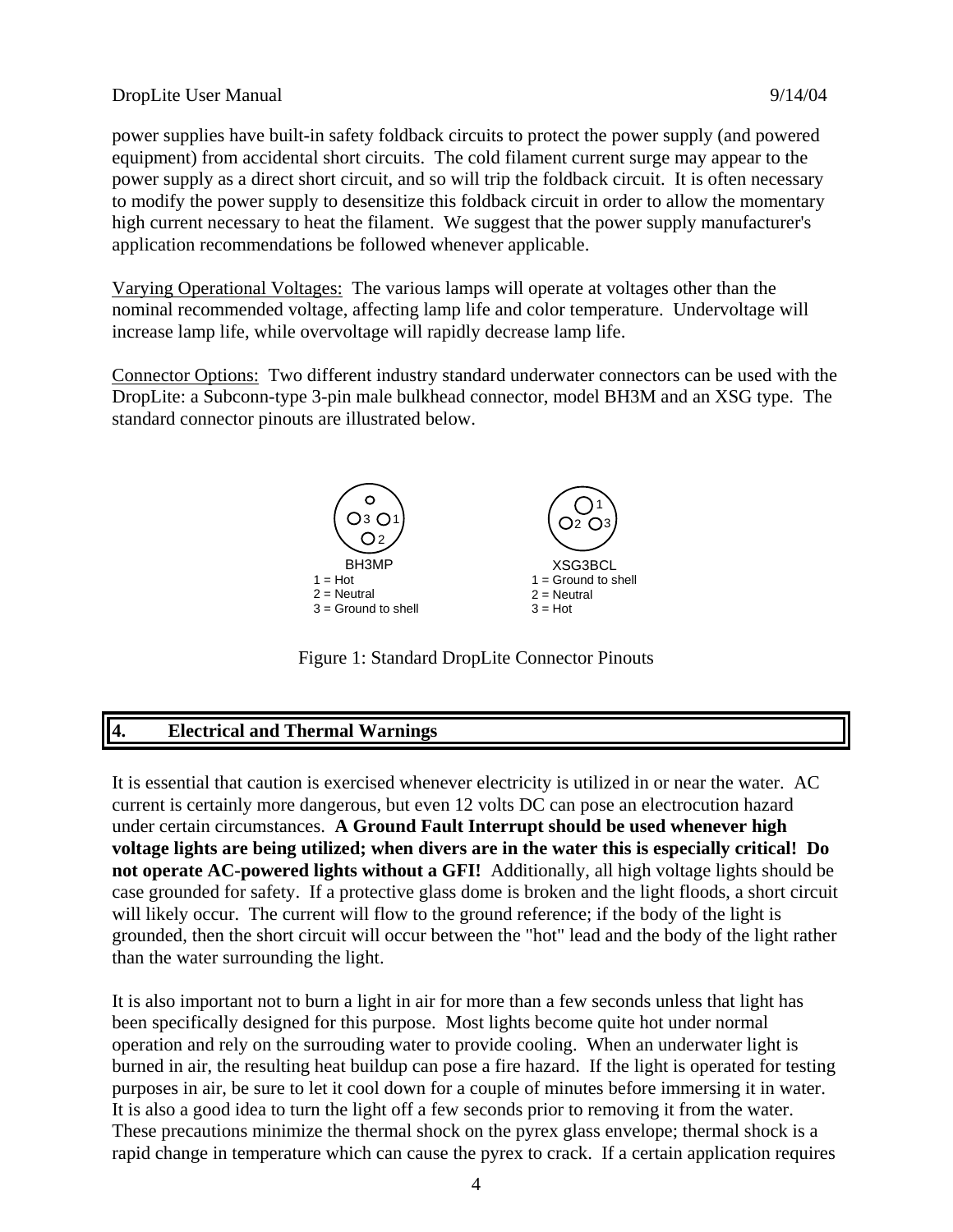power supplies have built-in safety foldback circuits to protect the power supply (and powered equipment) from accidental short circuits. The cold filament current surge may appear to the power supply as a direct short circuit, and so will trip the foldback circuit. It is often necessary to modify the power supply to desensitize this foldback circuit in order to allow the momentary high current necessary to heat the filament. We suggest that the power supply manufacturer's application recommendations be followed whenever applicable.

Varying Operational Voltages: The various lamps will operate at voltages other than the nominal recommended voltage, affecting lamp life and color temperature. Undervoltage will increase lamp life, while overvoltage will rapidly decrease lamp life.

Connector Options: Two different industry standard underwater connectors can be used with the DropLite: a Subconn-type 3-pin male bulkhead connector, model BH3M and an XSG type. The standard connector pinouts are illustrated below.

BH3MP
1 = Hot
2 = Neutral
3 = Ground to shell

XSG3BCL
1 = Ground to shell
2 = Neutral
3 = Hot

Figure 1: Standard DropLite Connector Pinouts

## 4. Electrical and Thermal Warnings

It is essential that caution is exercised whenever electricity is utilized in or near the water. AC current is certainly more dangerous, but even 12 volts DC can pose an electrocution hazard under certain circumstances. **A Ground Fault Interrupt should be used whenever high voltage lights are being utilized; when divers are in the water this is especially critical! Do not operate AC-powered lights without a GFI!** Additionally, all high voltage lights should be case grounded for safety. If a protective glass dome is broken and the light floods, a short circuit will likely occur. The current will flow to the ground reference; if the body of the light is grounded, then the short circuit will occur between the "hot" lead and the body of the light rather than the water surrounding the light.

It is also important not to burn a light in air for more than a few seconds unless that light has been specifically designed for this purpose. Most lights become quite hot under normal operation and rely on the surrouding water to provide cooling. When an underwater light is burned in air, the resulting heat buildup can pose a fire hazard. If the light is operated for testing purposes in air, be sure to let it cool down for a couple of minutes before immersing it in water. It is also a good idea to turn the light off a few seconds prior to removing it from the water. These precautions minimize the thermal shock on the pyrex glass envelope; thermal shock is a rapid change in temperature which can cause the pyrex to crack. If a certain application requires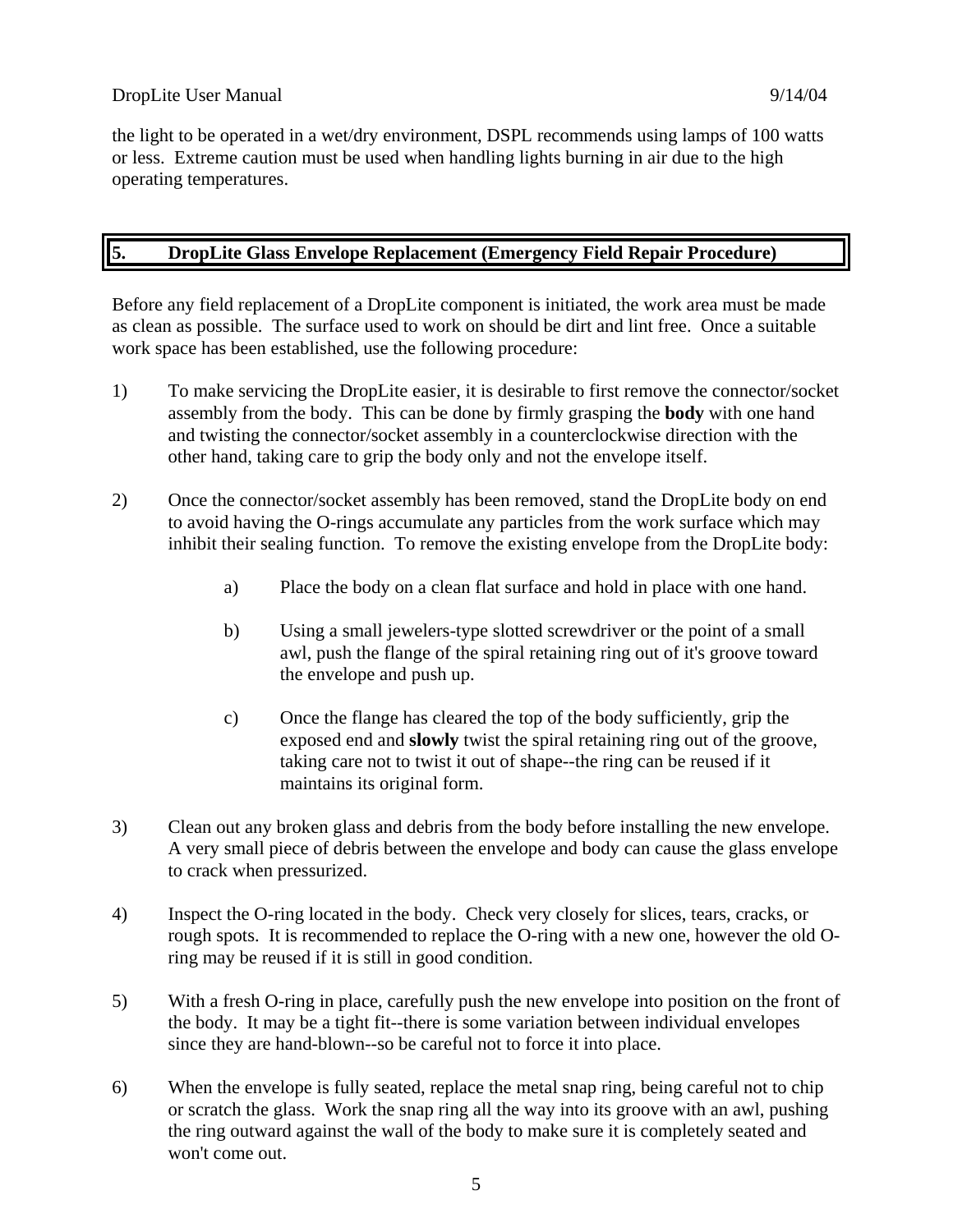the light to be operated in a wet/dry environment, DSPL recommends using lamps of 100 watts or less. Extreme caution must be used when handling lights burning in air due to the high operating temperatures.

## 5. DropLite Glass Envelope Replacement (Emergency Field Repair Procedure)

Before any field replacement of a DropLite component is initiated, the work area must be made as clean as possible. The surface used to work on should be dirt and lint free. Once a suitable work space has been established, use the following procedure:

1) To make servicing the DropLite easier, it is desirable to first remove the connector/socket assembly from the body. This can be done by firmly grasping the **body** with one hand and twisting the connector/socket assembly in a counterclockwise direction with the other hand, taking care to grip the body only and not the envelope itself.

2) Once the connector/socket assembly has been removed, stand the DropLite body on end to avoid having the O-rings accumulate any particles from the work surface which may inhibit their sealing function. To remove the existing envelope from the DropLite body:

    a) Place the body on a clean flat surface and hold in place with one hand.

    b) Using a small jewelers-type slotted screwdriver or the point of a small awl, push the flange of the spiral retaining ring out of it's groove toward the envelope and push up.

    c) Once the flange has cleared the top of the body sufficiently, grip the exposed end and **slowly** twist the spiral retaining ring out of the groove, taking care not to twist it out of shape--the ring can be reused if it maintains its original form.

3) Clean out any broken glass and debris from the body before installing the new envelope. A very small piece of debris between the envelope and body can cause the glass envelope to crack when pressurized.

4) Inspect the O-ring located in the body. Check very closely for slices, tears, cracks, or rough spots. It is recommended to replace the O-ring with a new one, however the old O-ring may be reused if it is still in good condition.

5) With a fresh O-ring in place, carefully push the new envelope into position on the front of the body. It may be a tight fit--there is some variation between individual envelopes since they are hand-blown--so be careful not to force it into place.

6) When the envelope is fully seated, replace the metal snap ring, being careful not to chip or scratch the glass. Work the snap ring all the way into its groove with an awl, pushing the ring outward against the wall of the body to make sure it is completely seated and won't come out.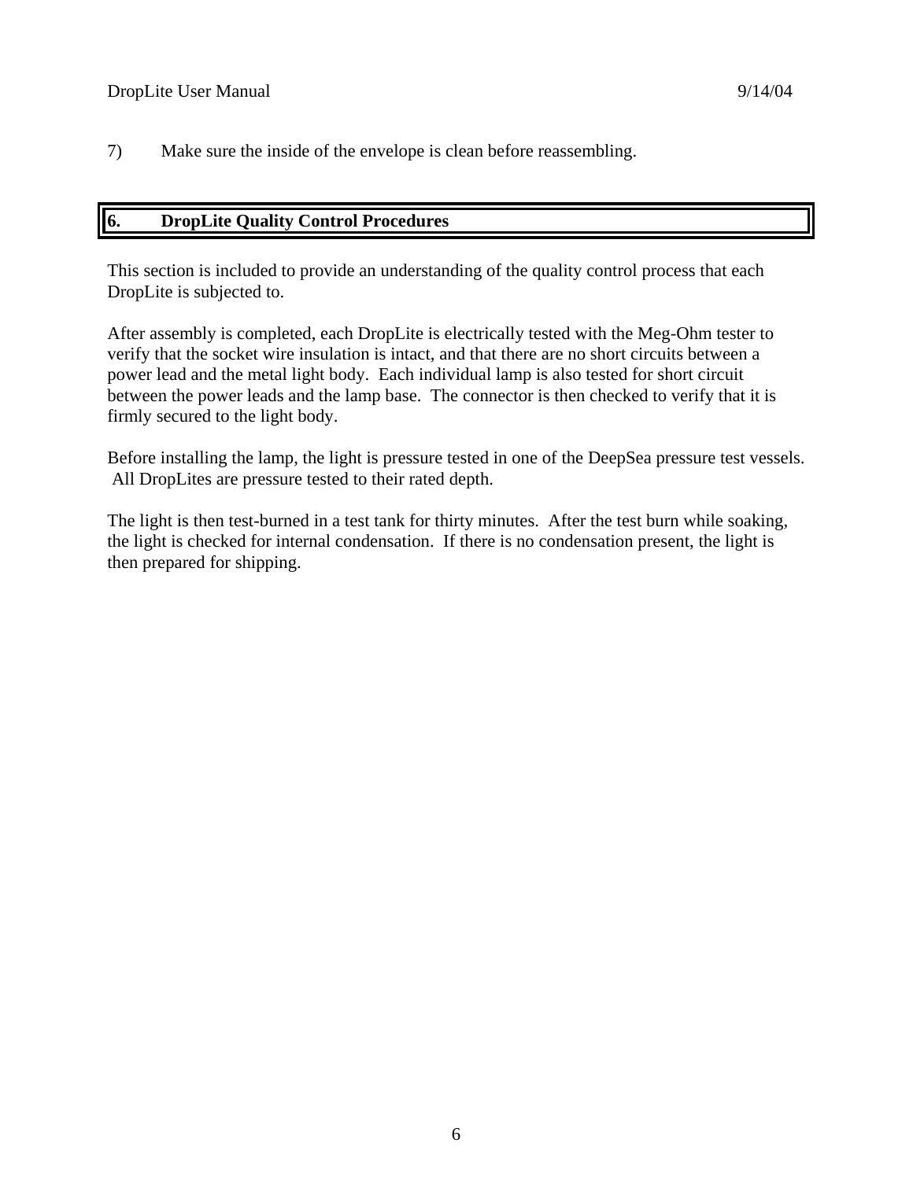7) Make sure the inside of the envelope is clean before reassembling.

## 6. DropLite Quality Control Procedures

This section is included to provide an understanding of the quality control process that each DropLite is subjected to.

After assembly is completed, each DropLite is electrically tested with the Meg-Ohm tester to verify that the socket wire insulation is intact, and that there are no short circuits between a power lead and the metal light body. Each individual lamp is also tested for short circuit between the power leads and the lamp base. The connector is then checked to verify that it is firmly secured to the light body.

Before installing the lamp, the light is pressure tested in one of the DeepSea pressure test vessels. All DropLites are pressure tested to their rated depth.

The light is then test-burned in a test tank for thirty minutes. After the test burn while soaking, the light is checked for internal condensation. If there is no condensation present, the light is then prepared for shipping.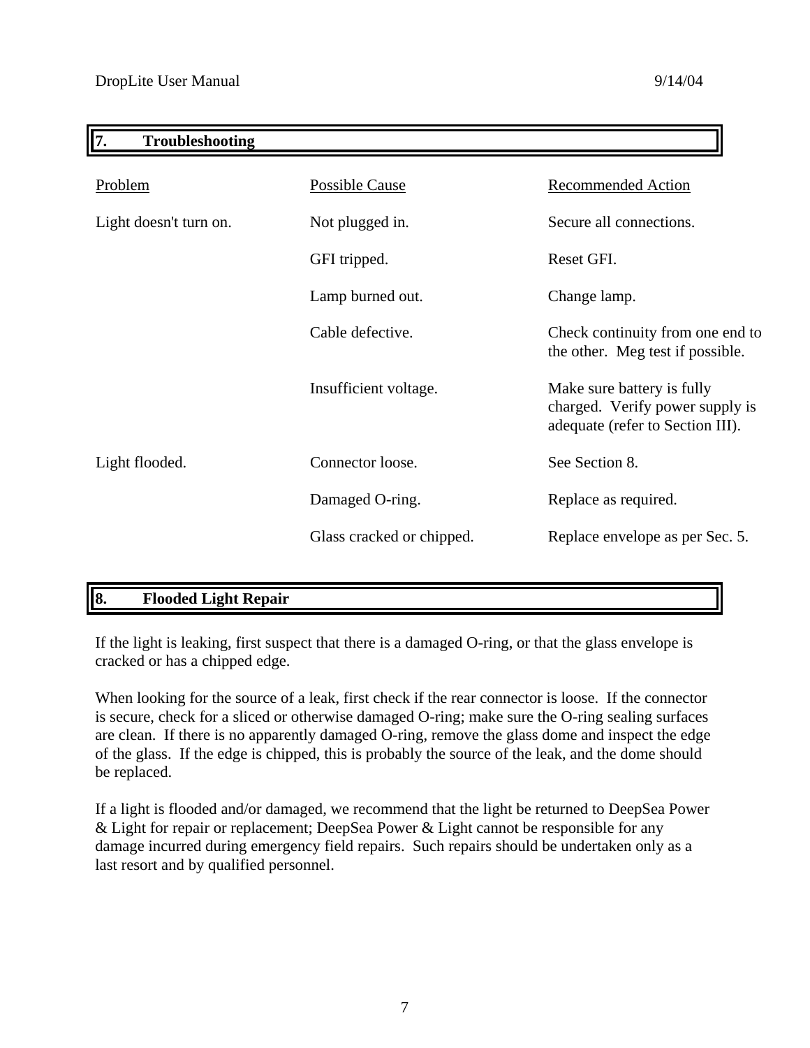## 7. Troubleshooting

| Problem | Possible Cause | Recommended Action |
|---|---|---|
| Light doesn't turn on. | Not plugged in. | Secure all connections. |
| | GFI tripped. | Reset GFI. |
| | Lamp burned out. | Change lamp. |
| | Cable defective. | Check continuity from one end to the other. Meg test if possible. |
| | Insufficient voltage. | Make sure battery is fully charged. Verify power supply is adequate (refer to Section III). |
| Light flooded. | Connector loose. | See Section 8. |
| | Damaged O-ring. | Replace as required. |
| | Glass cracked or chipped. | Replace envelope as per Sec. 5. |

## 8. Flooded Light Repair

If the light is leaking, first suspect that there is a damaged O-ring, or that the glass envelope is cracked or has a chipped edge.

When looking for the source of a leak, first check if the rear connector is loose. If the connector is secure, check for a sliced or otherwise damaged O-ring; make sure the O-ring sealing surfaces are clean. If there is no apparently damaged O-ring, remove the glass dome and inspect the edge of the glass. If the edge is chipped, this is probably the source of the leak, and the dome should be replaced.

If a light is flooded and/or damaged, we recommend that the light be returned to DeepSea Power & Light for repair or replacement; DeepSea Power & Light cannot be responsible for any damage incurred during emergency field repairs. Such repairs should be undertaken only as a last resort and by qualified personnel.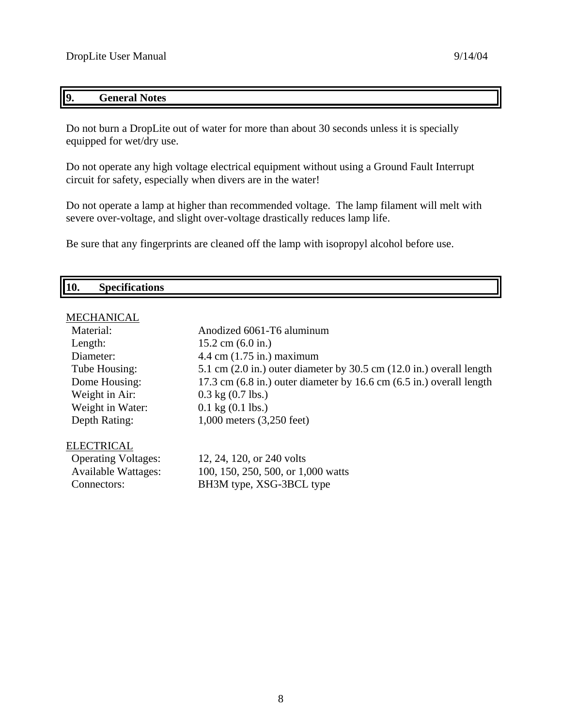## 9. General Notes

Do not burn a DropLite out of water for more than about 30 seconds unless it is specially equipped for wet/dry use.

Do not operate any high voltage electrical equipment without using a Ground Fault Interrupt circuit for safety, especially when divers are in the water!

Do not operate a lamp at higher than recommended voltage. The lamp filament will melt with severe over-voltage, and slight over-voltage drastically reduces lamp life.

Be sure that any fingerprints are cleaned off the lamp with isopropyl alcohol before use.

## 10. Specifications

<u>MECHANICAL</u>

| | |
|---|---|
| Material: | Anodized 6061-T6 aluminum |
| Length: | 15.2 cm (6.0 in.) |
| Diameter: | 4.4 cm (1.75 in.) maximum |
| Tube Housing: | 5.1 cm (2.0 in.) outer diameter by 30.5 cm (12.0 in.) overall length |
| Dome Housing: | 17.3 cm (6.8 in.) outer diameter by 16.6 cm (6.5 in.) overall length |
| Weight in Air: | 0.3 kg (0.7 lbs.) |
| Weight in Water: | 0.1 kg (0.1 lbs.) |
| Depth Rating: | 1,000 meters (3,250 feet) |

<u>ELECTRICAL</u>

| | |
|---|---|
| Operating Voltages: | 12, 24, 120, or 240 volts |
| Available Wattages: | 100, 150, 250, 500, or 1,000 watts |
| Connectors: | BH3M type, XSG-3BCL type |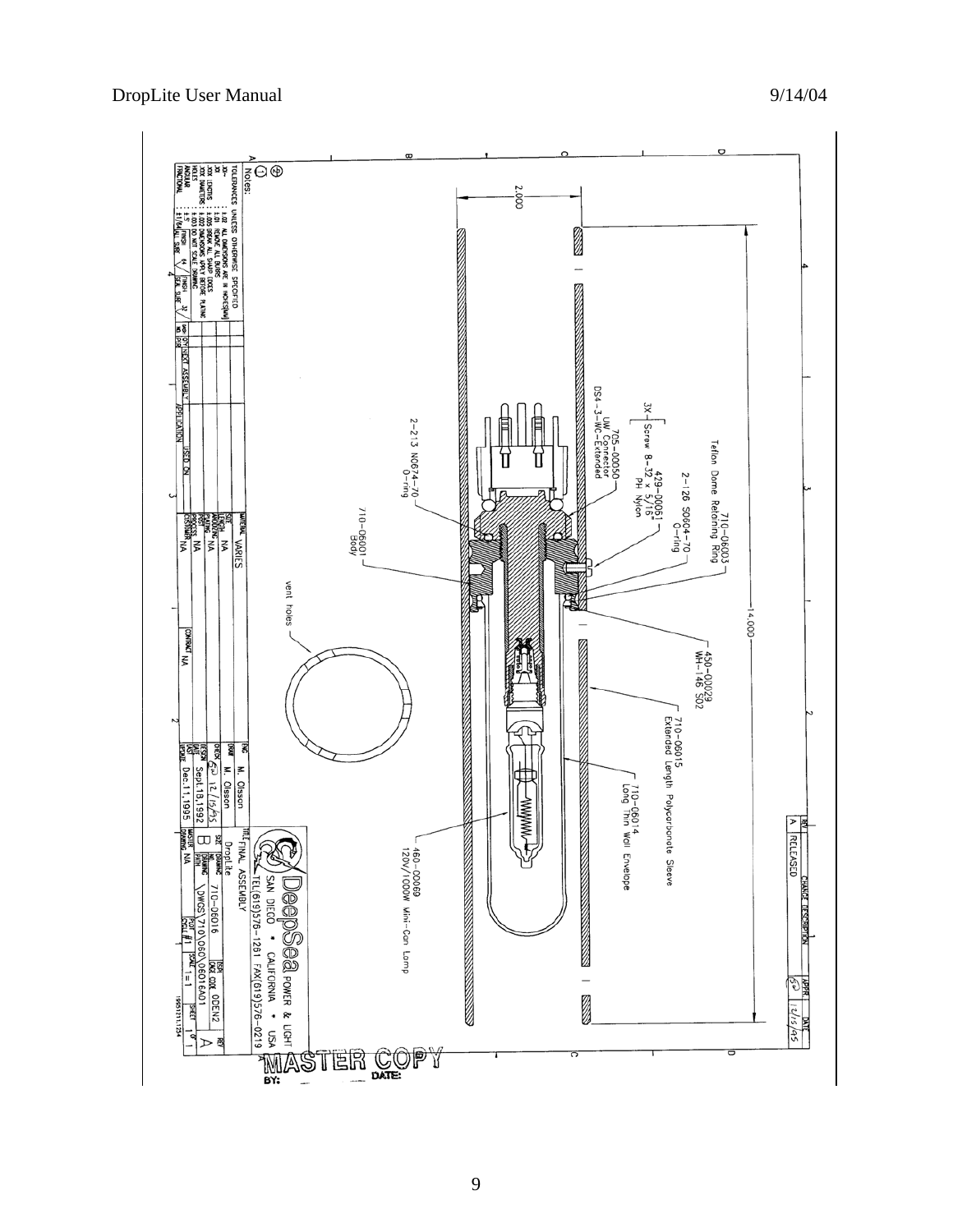**Notes:**

TOLERANCES UNLESS OTHERWISE SPECIFIED

| | | |
|---|---|---|
| .XX | ±.02 | ALL DIMENSIONS ARE IN INCHES(MM) |
| .XXX | ±.01 | BREAK ALL EDGES |
| .XXX LENGTHS | ±.005 | BREAK ALL SHARP EDGES |
| .XXX DIAMETERS | ±.002 | DIMENSIONS APPLY BEFORE PLATING |
| HOLES | ±.003 | DO NOT SCALE DRAWING |
| ANGULAR | ±.5° | |
| FRACTIONAL | ±1/64 | ALL SURF 64 FINISH / SEAL SURF 32 FINISH |

2.000

14.000

710-06003 Teflon Dome Retaining Ring

2-126 S0604-70 O-ring

3X Screw 8-32 x 5/16" 429-00061 PH Nylon

705-00050 UW Connector DS4-3-MC-Extended

2-213 N0674-70 O-ring

710-06001 Body

vent holes

450-00029 WH-146 S02

710-06015 Extended Length Polycarbonate Sleeve

710-06014 Long Thin Wall Envelope

460-00069 120V/1000W Mini-Can Lamp

| REV | CHANGE DESCRIPTION | APPR | DATE |
|---|---|---|---|
| A | RELEASED | | 12/15/95 |

| PART NO | QTY REQ | NEXT ASSEMBLY | APPLICATION | USED ON |
|---|---|---|---|---|

| | |
|---|---|
| MATERIAL | VARIES |
| SIZE | |
| LENGTH | NA |
| ANODIZING | NA |
| PLATING | NA |
| POST PROCESS | NA |
| CUSTOMER | NA |
| CONTRACT | NA |

| | |
|---|---|
| ENG | M. Olsson |
| DRAWN | M. Olsson |
| CHECK | 12/15/95 |
| DESIGN | Sept.18,1992 |
| LAST UPDATE | Dec.11,1995 |

**DeepSea POWER & LIGHT**
SAN DIEGO • CALIFORNIA • USA
TEL(619)576-1261 FAX(619)576-0219

TITLE: FINAL ASSEMBLY DropLite

| SIZE | DRAWING NO. | REV |
|---|---|---|
| B | 710-06016 | A |

CAGE CODE 0DEN2

FILE \DWGS\710\060\06016A01

SCALE 1=1 SHEET 1 OF 1

MASTER DRAWING NA

MASTER COPY BY: DATE: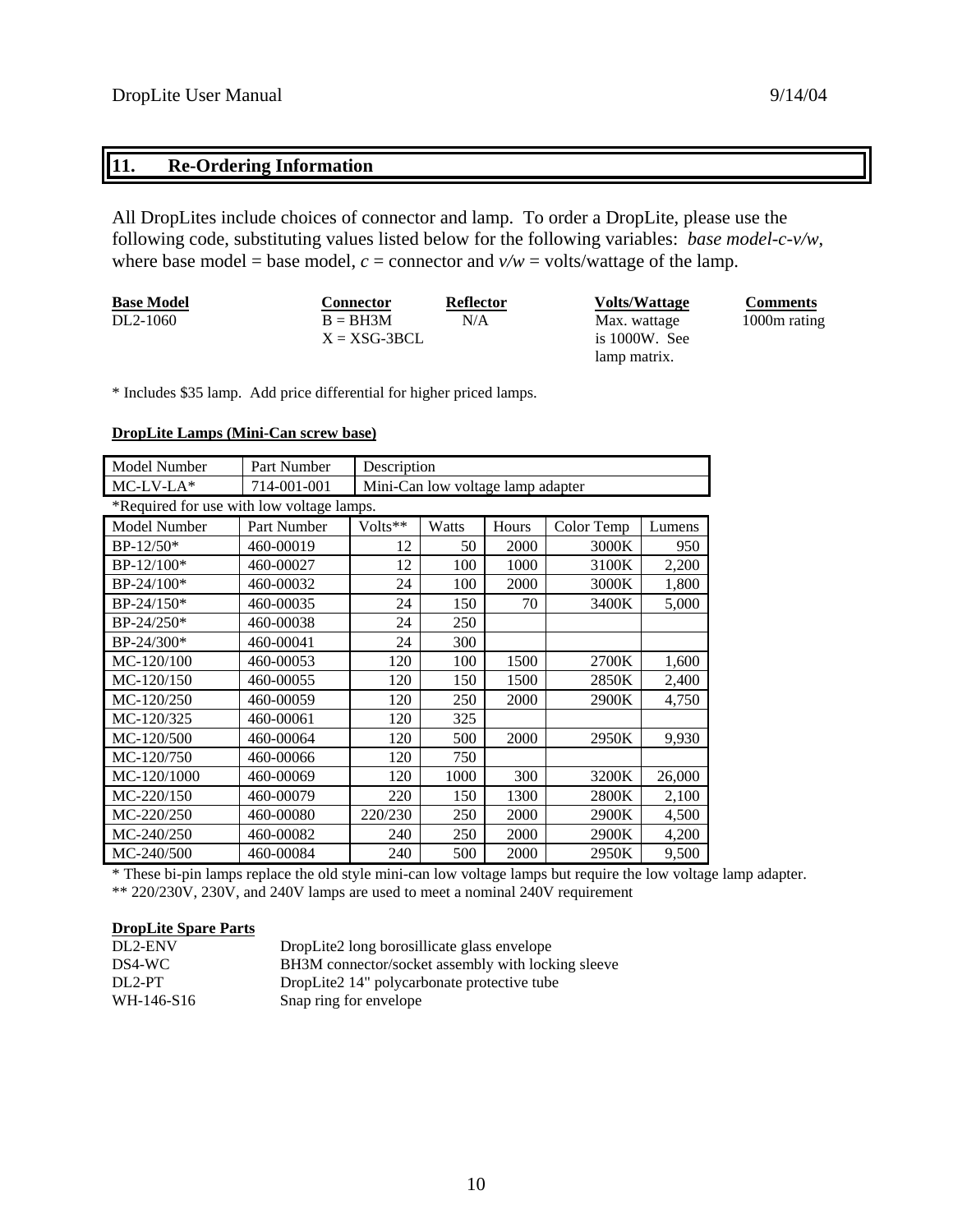## 11. Re-Ordering Information

All DropLites include choices of connector and lamp. To order a DropLite, please use the following code, substituting values listed below for the following variables: *base model-c-v/w*, where base model = base model, *c* = connector and *v/w* = volts/wattage of the lamp.

| Base Model | Connector | Reflector | Volts/Wattage | Comments |
|---|---|---|---|---|
| DL2-1060 | B = BH3M<br>X = XSG-3BCL | N/A | Max. wattage is 1000W. See lamp matrix. | 1000m rating |

* Includes $35 lamp. Add price differential for higher priced lamps.

**DropLite Lamps (Mini-Can screw base)**

| Model Number | Part Number | Description |
|---|---|---|
| MC-LV-LA* | 714-001-001 | Mini-Can low voltage lamp adapter |

*Required for use with low voltage lamps.

| Model Number | Part Number | Volts** | Watts | Hours | Color Temp | Lumens |
|---|---|---|---|---|---|---|
| BP-12/50* | 460-00019 | 12 | 50 | 2000 | 3000K | 950 |
| BP-12/100* | 460-00027 | 12 | 100 | 1000 | 3100K | 2,200 |
| BP-24/100* | 460-00032 | 24 | 100 | 2000 | 3000K | 1,800 |
| BP-24/150* | 460-00035 | 24 | 150 | 70 | 3400K | 5,000 |
| BP-24/250* | 460-00038 | 24 | 250 | | | |
| BP-24/300* | 460-00041 | 24 | 300 | | | |
| MC-120/100 | 460-00053 | 120 | 100 | 1500 | 2700K | 1,600 |
| MC-120/150 | 460-00055 | 120 | 150 | 1500 | 2850K | 2,400 |
| MC-120/250 | 460-00059 | 120 | 250 | 2000 | 2900K | 4,750 |
| MC-120/325 | 460-00061 | 120 | 325 | | | |
| MC-120/500 | 460-00064 | 120 | 500 | 2000 | 2950K | 9,930 |
| MC-120/750 | 460-00066 | 120 | 750 | | | |
| MC-120/1000 | 460-00069 | 120 | 1000 | 300 | 3200K | 26,000 |
| MC-220/150 | 460-00079 | 220 | 150 | 1300 | 2800K | 2,100 |
| MC-220/250 | 460-00080 | 220/230 | 250 | 2000 | 2900K | 4,500 |
| MC-240/250 | 460-00082 | 240 | 250 | 2000 | 2900K | 4,200 |
| MC-240/500 | 460-00084 | 240 | 500 | 2000 | 2950K | 9,500 |

* These bi-pin lamps replace the old style mini-can low voltage lamps but require the low voltage lamp adapter.
** 220/230V, 230V, and 240V lamps are used to meet a nominal 240V requirement

**DropLite Spare Parts**

| | |
|---|---|
| DL2-ENV | DropLite2 long borosillicate glass envelope |
| DS4-WC | BH3M connector/socket assembly with locking sleeve |
| DL2-PT | DropLite2 14" polycarbonate protective tube |
| WH-146-S16 | Snap ring for envelope |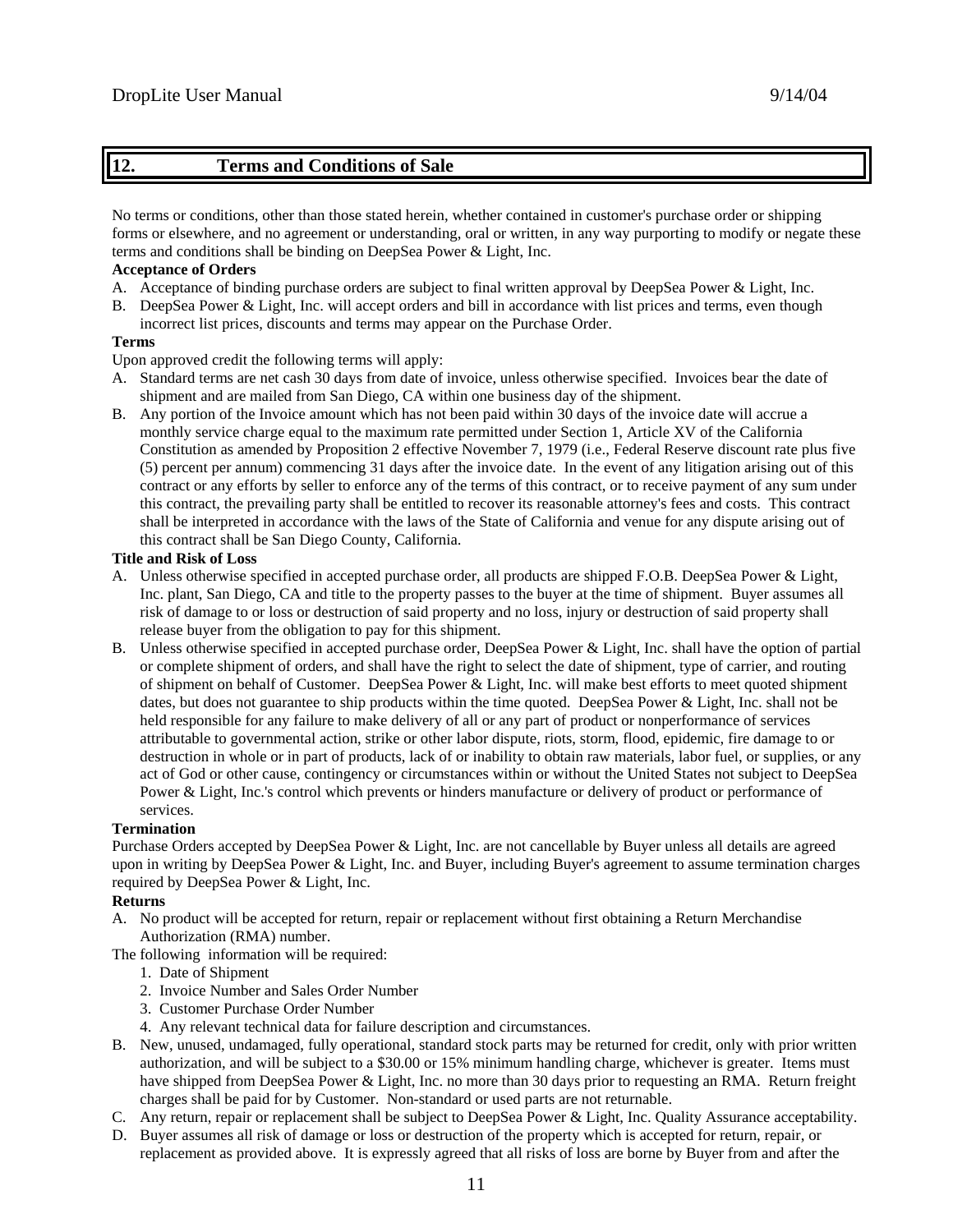## 12. Terms and Conditions of Sale

No terms or conditions, other than those stated herein, whether contained in customer's purchase order or shipping forms or elsewhere, and no agreement or understanding, oral or written, in any way purporting to modify or negate these terms and conditions shall be binding on DeepSea Power & Light, Inc.

**Acceptance of Orders**

A. Acceptance of binding purchase orders are subject to final written approval by DeepSea Power & Light, Inc.
B. DeepSea Power & Light, Inc. will accept orders and bill in accordance with list prices and terms, even though incorrect list prices, discounts and terms may appear on the Purchase Order.

**Terms**

Upon approved credit the following terms will apply:

A. Standard terms are net cash 30 days from date of invoice, unless otherwise specified. Invoices bear the date of shipment and are mailed from San Diego, CA within one business day of the shipment.
B. Any portion of the Invoice amount which has not been paid within 30 days of the invoice date will accrue a monthly service charge equal to the maximum rate permitted under Section 1, Article XV of the California Constitution as amended by Proposition 2 effective November 7, 1979 (i.e., Federal Reserve discount rate plus five (5) percent per annum) commencing 31 days after the invoice date. In the event of any litigation arising out of this contract or any efforts by seller to enforce any of the terms of this contract, or to receive payment of any sum under this contract, the prevailing party shall be entitled to recover its reasonable attorney's fees and costs. This contract shall be interpreted in accordance with the laws of the State of California and venue for any dispute arising out of this contract shall be San Diego County, California.

**Title and Risk of Loss**

A. Unless otherwise specified in accepted purchase order, all products are shipped F.O.B. DeepSea Power & Light, Inc. plant, San Diego, CA and title to the property passes to the buyer at the time of shipment. Buyer assumes all risk of damage to or loss or destruction of said property and no loss, injury or destruction of said property shall release buyer from the obligation to pay for this shipment.
B. Unless otherwise specified in accepted purchase order, DeepSea Power & Light, Inc. shall have the option of partial or complete shipment of orders, and shall have the right to select the date of shipment, type of carrier, and routing of shipment on behalf of Customer. DeepSea Power & Light, Inc. will make best efforts to meet quoted shipment dates, but does not guarantee to ship products within the time quoted. DeepSea Power & Light, Inc. shall not be held responsible for any failure to make delivery of all or any part of product or nonperformance of services attributable to governmental action, strike or other labor dispute, riots, storm, flood, epidemic, fire damage to or destruction in whole or in part of products, lack of or inability to obtain raw materials, labor fuel, or supplies, or any act of God or other cause, contingency or circumstances within or without the United States not subject to DeepSea Power & Light, Inc.'s control which prevents or hinders manufacture or delivery of product or performance of services.

**Termination**

Purchase Orders accepted by DeepSea Power & Light, Inc. are not cancellable by Buyer unless all details are agreed upon in writing by DeepSea Power & Light, Inc. and Buyer, including Buyer's agreement to assume termination charges required by DeepSea Power & Light, Inc.

**Returns**

A. No product will be accepted for return, repair or replacement without first obtaining a Return Merchandise Authorization (RMA) number.

The following information will be required:

1. Date of Shipment
2. Invoice Number and Sales Order Number
3. Customer Purchase Order Number
4. Any relevant technical data for failure description and circumstances.

B. New, unused, undamaged, fully operational, standard stock parts may be returned for credit, only with prior written authorization, and will be subject to a $30.00 or 15% minimum handling charge, whichever is greater. Items must have shipped from DeepSea Power & Light, Inc. no more than 30 days prior to requesting an RMA. Return freight charges shall be paid for by Customer. Non-standard or used parts are not returnable.
C. Any return, repair or replacement shall be subject to DeepSea Power & Light, Inc. Quality Assurance acceptability.
D. Buyer assumes all risk of damage or loss or destruction of the property which is accepted for return, repair, or replacement as provided above. It is expressly agreed that all risks of loss are borne by Buyer from and after the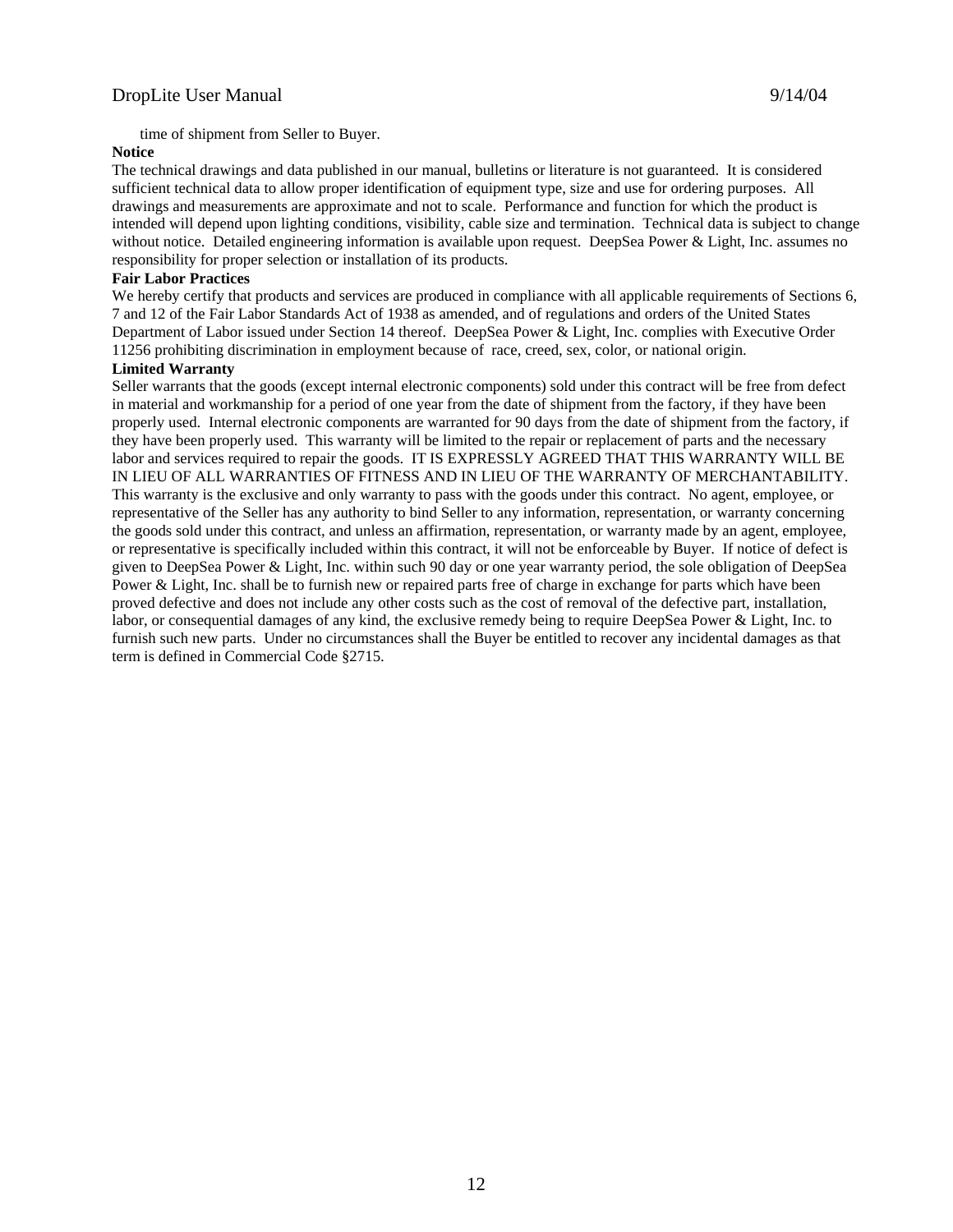time of shipment from Seller to Buyer.

**Notice**

The technical drawings and data published in our manual, bulletins or literature is not guaranteed. It is considered sufficient technical data to allow proper identification of equipment type, size and use for ordering purposes. All drawings and measurements are approximate and not to scale. Performance and function for which the product is intended will depend upon lighting conditions, visibility, cable size and termination. Technical data is subject to change without notice. Detailed engineering information is available upon request. DeepSea Power & Light, Inc. assumes no responsibility for proper selection or installation of its products.

**Fair Labor Practices**

We hereby certify that products and services are produced in compliance with all applicable requirements of Sections 6, 7 and 12 of the Fair Labor Standards Act of 1938 as amended, and of regulations and orders of the United States Department of Labor issued under Section 14 thereof. DeepSea Power & Light, Inc. complies with Executive Order 11256 prohibiting discrimination in employment because of race, creed, sex, color, or national origin.

**Limited Warranty**

Seller warrants that the goods (except internal electronic components) sold under this contract will be free from defect in material and workmanship for a period of one year from the date of shipment from the factory, if they have been properly used. Internal electronic components are warranted for 90 days from the date of shipment from the factory, if they have been properly used. This warranty will be limited to the repair or replacement of parts and the necessary labor and services required to repair the goods. IT IS EXPRESSLY AGREED THAT THIS WARRANTY WILL BE IN LIEU OF ALL WARRANTIES OF FITNESS AND IN LIEU OF THE WARRANTY OF MERCHANTABILITY. This warranty is the exclusive and only warranty to pass with the goods under this contract. No agent, employee, or representative of the Seller has any authority to bind Seller to any information, representation, or warranty concerning the goods sold under this contract, and unless an affirmation, representation, or warranty made by an agent, employee, or representative is specifically included within this contract, it will not be enforceable by Buyer. If notice of defect is given to DeepSea Power & Light, Inc. within such 90 day or one year warranty period, the sole obligation of DeepSea Power & Light, Inc. shall be to furnish new or repaired parts free of charge in exchange for parts which have been proved defective and does not include any other costs such as the cost of removal of the defective part, installation, labor, or consequential damages of any kind, the exclusive remedy being to require DeepSea Power & Light, Inc. to furnish such new parts. Under no circumstances shall the Buyer be entitled to recover any incidental damages as that term is defined in Commercial Code §2715.